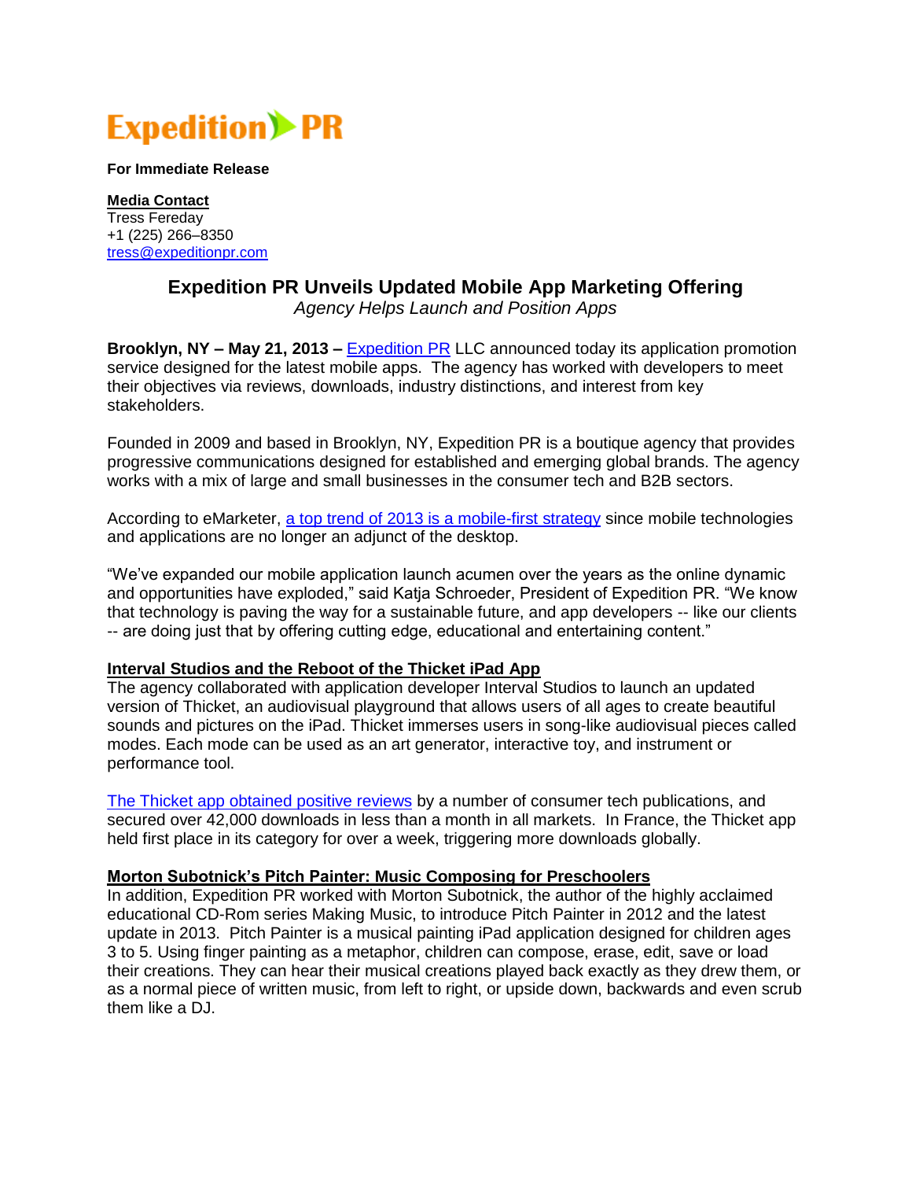# Expedition PR

**For Immediate Release**

**Media Contact**
Tress Fereday
+1 (225) 266–8350
tress@expeditionpr.com

## Expedition PR Unveils Updated Mobile App Marketing Offering

*Agency Helps Launch and Position Apps*

**Brooklyn, NY – May 21, 2013 –** Expedition PR LLC announced today its application promotion service designed for the latest mobile apps. The agency has worked with developers to meet their objectives via reviews, downloads, industry distinctions, and interest from key stakeholders.

Founded in 2009 and based in Brooklyn, NY, Expedition PR is a boutique agency that provides progressive communications designed for established and emerging global brands. The agency works with a mix of large and small businesses in the consumer tech and B2B sectors.

According to eMarketer, a top trend of 2013 is a mobile-first strategy since mobile technologies and applications are no longer an adjunct of the desktop.

"We've expanded our mobile application launch acumen over the years as the online dynamic and opportunities have exploded," said Katja Schroeder, President of Expedition PR. "We know that technology is paving the way for a sustainable future, and app developers -- like our clients -- are doing just that by offering cutting edge, educational and entertaining content."

**Interval Studios and the Reboot of the Thicket iPad App**

The agency collaborated with application developer Interval Studios to launch an updated version of Thicket, an audiovisual playground that allows users of all ages to create beautiful sounds and pictures on the iPad. Thicket immerses users in song-like audiovisual pieces called modes. Each mode can be used as an art generator, interactive toy, and instrument or performance tool.

The Thicket app obtained positive reviews by a number of consumer tech publications, and secured over 42,000 downloads in less than a month in all markets. In France, the Thicket app held first place in its category for over a week, triggering more downloads globally.

**Morton Subotnick's Pitch Painter: Music Composing for Preschoolers**

In addition, Expedition PR worked with Morton Subotnick, the author of the highly acclaimed educational CD-Rom series Making Music, to introduce Pitch Painter in 2012 and the latest update in 2013. Pitch Painter is a musical painting iPad application designed for children ages 3 to 5. Using finger painting as a metaphor, children can compose, erase, edit, save or load their creations. They can hear their musical creations played back exactly as they drew them, or as a normal piece of written music, from left to right, or upside down, backwards and even scrub them like a DJ.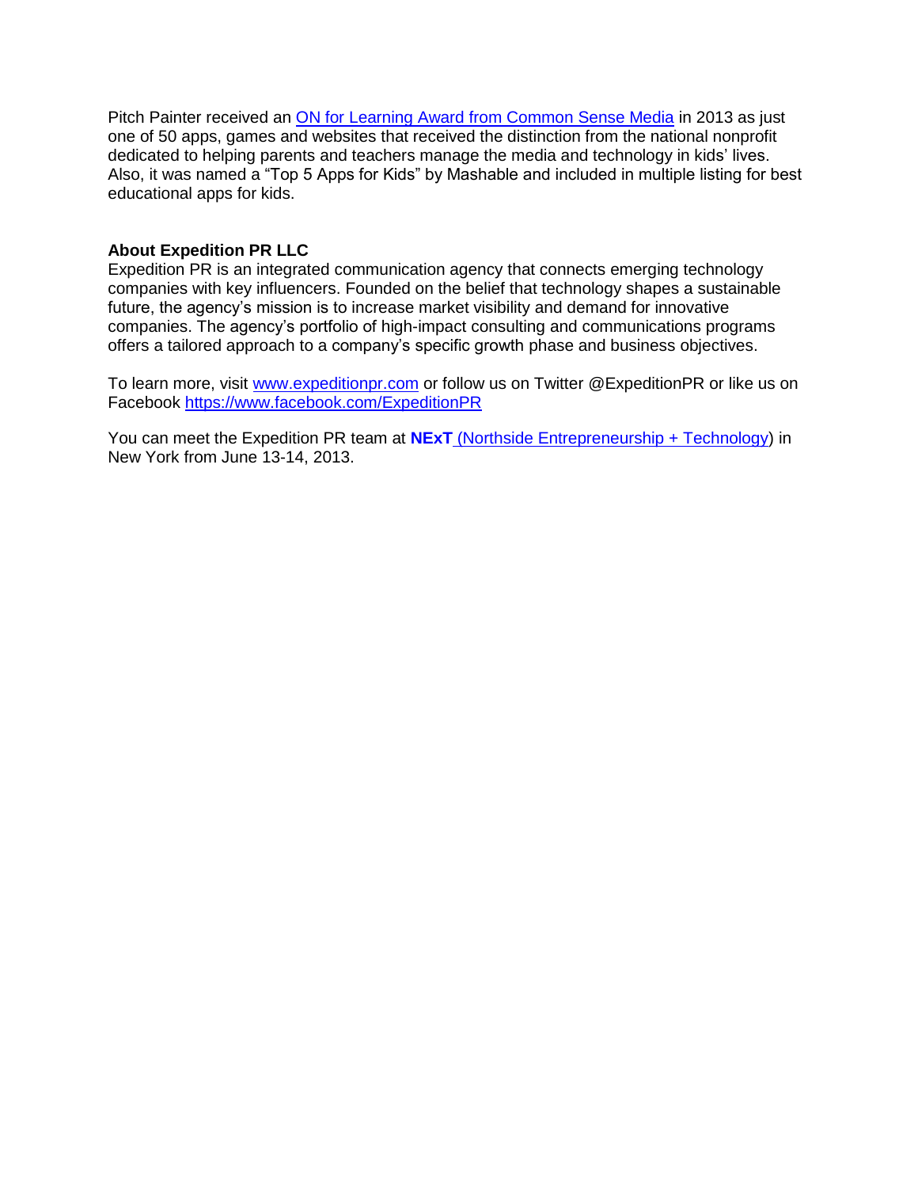Pitch Painter received an ON for Learning Award from Common Sense Media in 2013 as just one of 50 apps, games and websites that received the distinction from the national nonprofit dedicated to helping parents and teachers manage the media and technology in kids' lives. Also, it was named a "Top 5 Apps for Kids" by Mashable and included in multiple listing for best educational apps for kids.

**About Expedition PR LLC**
Expedition PR is an integrated communication agency that connects emerging technology companies with key influencers. Founded on the belief that technology shapes a sustainable future, the agency's mission is to increase market visibility and demand for innovative companies. The agency's portfolio of high-impact consulting and communications programs offers a tailored approach to a company's specific growth phase and business objectives.

To learn more, visit www.expeditionpr.com or follow us on Twitter @ExpeditionPR or like us on Facebook https://www.facebook.com/ExpeditionPR

You can meet the Expedition PR team at **NExT** (Northside Entrepreneurship + Technology) in New York from June 13-14, 2013.